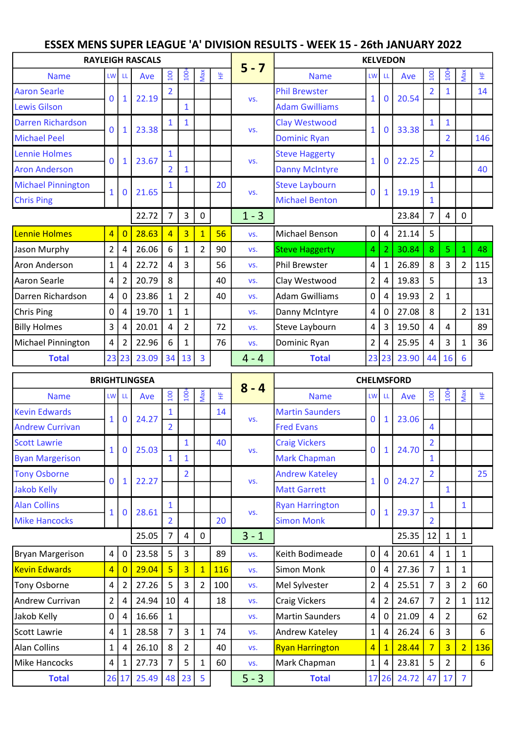# ESSEX MENS SUPER LEAGUE 'A' DIVISION RESULTS - WEEK 15 - 26th JANUARY 2022

| RAYLEIGH RASCALS | | | | | | | | 5 - 7 | KELVEDON | | | | | | | |
|---|---|---|---|---|---|---|---|---|---|---|---|---|---|---|---|---|
| Name | LW | LL | Ave | 100 | 100+ | Max | HF | | Name | LW | LL | Ave | 100 | 100+ | Max | HF |
| Aaron Searle | 0 | 1 | 22.19 | 2 | | | | vs. | Phil Brewster | 1 | 0 | 20.54 | 2 | 1 | | 14 |
| Lewis Gilson | | | | | 1 | | | | Adam Gwilliams | | | | | | | |
| Darren Richardson | 0 | 1 | 23.38 | 1 | 1 | | | vs. | Clay Westwood | 1 | 0 | 33.38 | 1 | 1 | | |
| Michael Peel | | | | | | | | | Dominic Ryan | | | | | 2 | | 146 |
| Lennie Holmes | 0 | 1 | 23.67 | 1 | | | | vs. | Steve Haggerty | 1 | 0 | 22.25 | 2 | | | |
| Aron Anderson | | | | 2 | 1 | | | | Danny McIntyre | | | | | | | 40 |
| Michael Pinnington | 1 | 0 | 21.65 | 1 | | | 20 | vs. | Steve Laybourn | 0 | 1 | 19.19 | 1 | | | |
| Chris Ping | | | | | | | | | Michael Benton | | | | 1 | | | |
| | | | 22.72 | 7 | 3 | 0 | | 1 - 3 | | | | 23.84 | 7 | 4 | 0 | |
| Lennie Holmes | 4 | 0 | 28.63 | 4 | 3 | 1 | 56 | vs. | Michael Benson | 0 | 4 | 21.14 | 5 | | | |
| Jason Murphy | 2 | 4 | 26.06 | 6 | 1 | 2 | 90 | vs. | Steve Haggerty | 4 | 2 | 30.84 | 8 | 5 | 1 | 48 |
| Aron Anderson | 1 | 4 | 22.72 | 4 | 3 | | 56 | vs. | Phil Brewster | 4 | 1 | 26.89 | 8 | 3 | 2 | 115 |
| Aaron Searle | 4 | 2 | 20.79 | 8 | | | 40 | vs. | Clay Westwood | 2 | 4 | 19.83 | 5 | | | 13 |
| Darren Richardson | 4 | 0 | 23.86 | 1 | 2 | | 40 | vs. | Adam Gwilliams | 0 | 4 | 19.93 | 2 | 1 | | |
| Chris Ping | 0 | 4 | 19.70 | 1 | 1 | | | vs. | Danny McIntyre | 4 | 0 | 27.08 | 8 | | 2 | 131 |
| Billy Holmes | 3 | 4 | 20.01 | 4 | 2 | | 72 | vs. | Steve Laybourn | 4 | 3 | 19.50 | 4 | 4 | | 89 |
| Michael Pinnington | 4 | 2 | 22.96 | 6 | 1 | | 76 | vs. | Dominic Ryan | 2 | 4 | 25.95 | 4 | 3 | 1 | 36 |
| Total | 23 | 23 | 23.09 | 34 | 13 | 3 | | 4 - 4 | Total | 23 | 23 | 23.90 | 44 | 16 | 6 | |

| BRIGHTLINGSEA | | | | | | | | 8 - 4 | CHELMSFORD | | | | | | | |
|---|---|---|---|---|---|---|---|---|---|---|---|---|---|---|---|---|
| Name | LW | LL | Ave | 100 | 100+ | Max | HF | | Name | LW | LL | Ave | 100 | 100+ | Max | HF |
| Kevin Edwards | 1 | 0 | 24.27 | 1 | | | 14 | vs. | Martin Saunders | 0 | 1 | 23.06 | | | | |
| Andrew Currivan | | | | 2 | | | | | Fred Evans | | | | 4 | | | |
| Scott Lawrie | 1 | 0 | 25.03 | | 1 | | 40 | vs. | Craig Vickers | 0 | 1 | 24.70 | 2 | | | |
| Byan Margerison | | | | 1 | 1 | | | | Mark Chapman | | | | 1 | | | |
| Tony Osborne | 0 | 1 | 22.27 | | 2 | | | vs. | Andrew Kateley | 1 | 0 | 24.27 | 2 | | | 25 |
| Jakob Kelly | | | | | | | | | Matt Garrett | | | | | 1 | | |
| Alan Collins | 1 | 0 | 28.61 | 1 | | | | vs. | Ryan Harrington | 0 | 1 | 29.37 | 1 | | 1 | |
| Mike Hancocks | | | | 2 | | | 20 | | Simon Monk | | | | 2 | | | |
| | | | 25.05 | 7 | 4 | 0 | | 3 - 1 | | | | 25.35 | 12 | 1 | 1 | |
| Bryan Margerison | 4 | 0 | 23.58 | 5 | 3 | | 89 | vs. | Keith Bodimeade | 0 | 4 | 20.61 | 4 | 1 | 1 | |
| Kevin Edwards | 4 | 0 | 29.04 | 5 | 3 | 1 | 116 | vs. | Simon Monk | 0 | 4 | 27.36 | 7 | 1 | 1 | |
| Tony Osborne | 4 | 2 | 27.26 | 5 | 3 | 2 | 100 | vs. | Mel Sylvester | 2 | 4 | 25.51 | 7 | 3 | 2 | 60 |
| Andrew Currivan | 2 | 4 | 24.94 | 10 | 4 | | 18 | vs. | Craig Vickers | 4 | 2 | 24.67 | 7 | 2 | 1 | 112 |
| Jakob Kelly | 0 | 4 | 16.66 | 1 | | | | vs. | Martin Saunders | 4 | 0 | 21.09 | 4 | 2 | | 62 |
| Scott Lawrie | 4 | 1 | 28.58 | 7 | 3 | 1 | 74 | vs. | Andrew Kateley | 1 | 4 | 26.24 | 6 | 3 | | 6 |
| Alan Collins | 1 | 4 | 26.10 | 8 | 2 | | 40 | vs. | Ryan Harrington | 4 | 1 | 28.44 | 7 | 3 | 2 | 136 |
| Mike Hancocks | 4 | 1 | 27.73 | 7 | 5 | 1 | 60 | vs. | Mark Chapman | 1 | 4 | 23.81 | 5 | 2 | | 6 |
| Total | 26 | 17 | 25.49 | 48 | 23 | 5 | | 5 - 3 | Total | 17 | 26 | 24.72 | 47 | 17 | 7 | |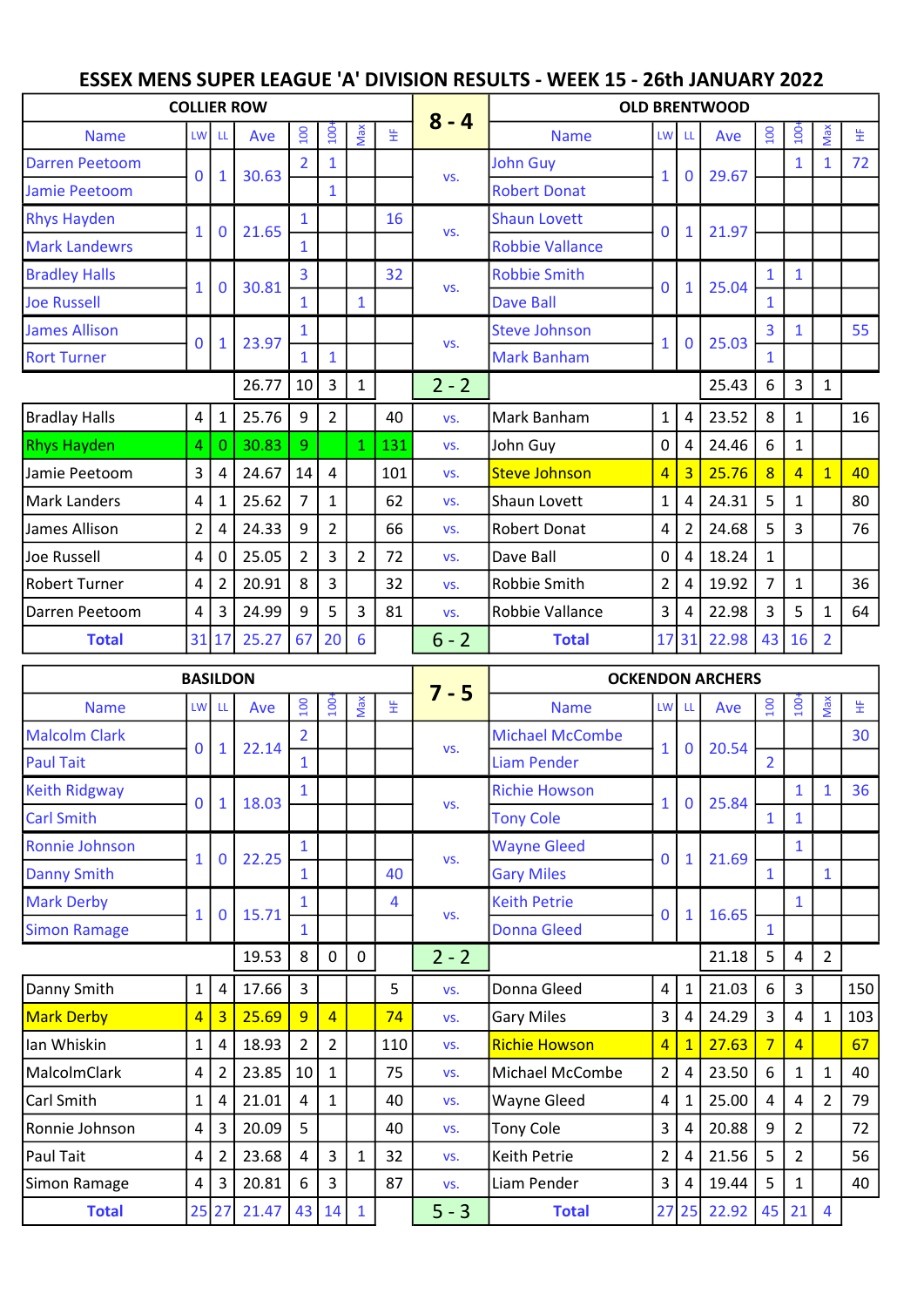# ESSEX MENS SUPER LEAGUE 'A' DIVISION RESULTS - WEEK 15 - 26th JANUARY 2022

| COLLIER ROW | | | | | | | | 8 - 4 | OLD BRENTWOOD | | | | | | | |
|---|---|---|---|---|---|---|---|---|---|---|---|---|---|---|---|---|
| Name | LW | LL | Ave | 100 | 100+ | Max | HF | | Name | LW | LL | Ave | 100 | 100+ | Max | HF |
| Darren Peetoom / Jamie Peetoom | 0 | 1 | 30.63 | 2 | 1 / 1 | | | vs. | John Guy / Robert Donat | 1 | 0 | 29.67 | | 1 | 1 | 72 |
| Rhys Hayden / Mark Landewrs | 1 | 0 | 21.65 | 1 / 1 | | | 16 | vs. | Shaun Lovett / Robbie Vallance | 0 | 1 | 21.97 | | | | |
| Bradley Halls / Joe Russell | 1 | 0 | 30.81 | 3 / 1 | | 1 | 32 | vs. | Robbie Smith / Dave Ball | 0 | 1 | 25.04 | 1 / 1 | 1 | | |
| James Allison / Rort Turner | 0 | 1 | 23.97 | 1 / 1 | 1 | | | vs. | Steve Johnson / Mark Banham | 1 | 0 | 25.03 | 3 / 1 | 1 | | 55 |
| | | | 26.77 | 10 | 3 | 1 | | 2 - 2 | | | | 25.43 | 6 | 3 | 1 | |
| Bradlay Halls | 4 | 1 | 25.76 | 9 | 2 | | 40 | vs. | Mark Banham | 1 | 4 | 23.52 | 8 | 1 | | 16 |
| Rhys Hayden | 4 | 0 | 30.83 | 9 | | 1 | 131 | vs. | John Guy | 0 | 4 | 24.46 | 6 | 1 | | |
| Jamie Peetoom | 3 | 4 | 24.67 | 14 | 4 | | 101 | vs. | Steve Johnson | 4 | 3 | 25.76 | 8 | 4 | 1 | 40 |
| Mark Landers | 4 | 1 | 25.62 | 7 | 1 | | 62 | vs. | Shaun Lovett | 1 | 4 | 24.31 | 5 | 1 | | 80 |
| James Allison | 2 | 4 | 24.33 | 9 | 2 | | 66 | vs. | Robert Donat | 4 | 2 | 24.68 | 5 | 3 | | 76 |
| Joe Russell | 4 | 0 | 25.05 | 2 | 3 | 2 | 72 | vs. | Dave Ball | 0 | 4 | 18.24 | 1 | | | |
| Robert Turner | 4 | 2 | 20.91 | 8 | 3 | | 32 | vs. | Robbie Smith | 2 | 4 | 19.92 | 7 | 1 | | 36 |
| Darren Peetoom | 4 | 3 | 24.99 | 9 | 5 | 3 | 81 | vs. | Robbie Vallance | 3 | 4 | 22.98 | 3 | 5 | 1 | 64 |
| **Total** | 31 | 17 | 25.27 | 67 | 20 | 6 | | 6 - 2 | **Total** | 17 | 31 | 22.98 | 43 | 16 | 2 | |

| BASILDON | | | | | | | | 7 - 5 | OCKENDON ARCHERS | | | | | | | |
|---|---|---|---|---|---|---|---|---|---|---|---|---|---|---|---|---|
| Name | LW | LL | Ave | 100 | 100+ | Max | HF | | Name | LW | LL | Ave | 100 | 100+ | Max | HF |
| Malcolm Clark / Paul Tait | 0 | 1 | 22.14 | 2 / 1 | | | | vs. | Michael McCombe / Liam Pender | 1 | 0 | 20.54 | 2 | | | 30 |
| Keith Ridgway / Carl Smith | 0 | 1 | 18.03 | 1 | | | | vs. | Richie Howson / Tony Cole | 1 | 0 | 25.84 | 1 | 1 / 1 | 1 | 36 |
| Ronnie Johnson / Danny Smith | 1 | 0 | 22.25 | 1 / 1 | | | 40 | vs. | Wayne Gleed / Gary Miles | 0 | 1 | 21.69 | 1 | 1 | 1 | |
| Mark Derby / Simon Ramage | 1 | 0 | 15.71 | 1 / 1 | | | 4 | vs. | Keith Petrie / Donna Gleed | 0 | 1 | 16.65 | 1 | 1 | | |
| | | | 19.53 | 8 | 0 | 0 | | 2 - 2 | | | | 21.18 | 5 | 4 | 2 | |
| Danny Smith | 1 | 4 | 17.66 | 3 | | | 5 | vs. | Donna Gleed | 4 | 1 | 21.03 | 6 | 3 | | 150 |
| Mark Derby | 4 | 3 | 25.69 | 9 | 4 | | 74 | vs. | Gary Miles | 3 | 4 | 24.29 | 3 | 4 | 1 | 103 |
| Ian Whiskin | 1 | 4 | 18.93 | 2 | 2 | | 110 | vs. | Richie Howson | 4 | 1 | 27.63 | 7 | 4 | | 67 |
| MalcolmClark | 4 | 2 | 23.85 | 10 | 1 | | 75 | vs. | Michael McCombe | 2 | 4 | 23.50 | 6 | 1 | 1 | 40 |
| Carl Smith | 1 | 4 | 21.01 | 4 | 1 | | 40 | vs. | Wayne Gleed | 4 | 1 | 25.00 | 4 | 4 | 2 | 79 |
| Ronnie Johnson | 4 | 3 | 20.09 | 5 | | | 40 | vs. | Tony Cole | 3 | 4 | 20.88 | 9 | 2 | | 72 |
| Paul Tait | 4 | 2 | 23.68 | 4 | 3 | 1 | 32 | vs. | Keith Petrie | 2 | 4 | 21.56 | 5 | 2 | | 56 |
| Simon Ramage | 4 | 3 | 20.81 | 6 | 3 | | 87 | vs. | Liam Pender | 3 | 4 | 19.44 | 5 | 1 | | 40 |
| **Total** | 25 | 27 | 21.47 | 43 | 14 | 1 | | 5 - 3 | **Total** | 27 | 25 | 22.92 | 45 | 21 | 4 | |